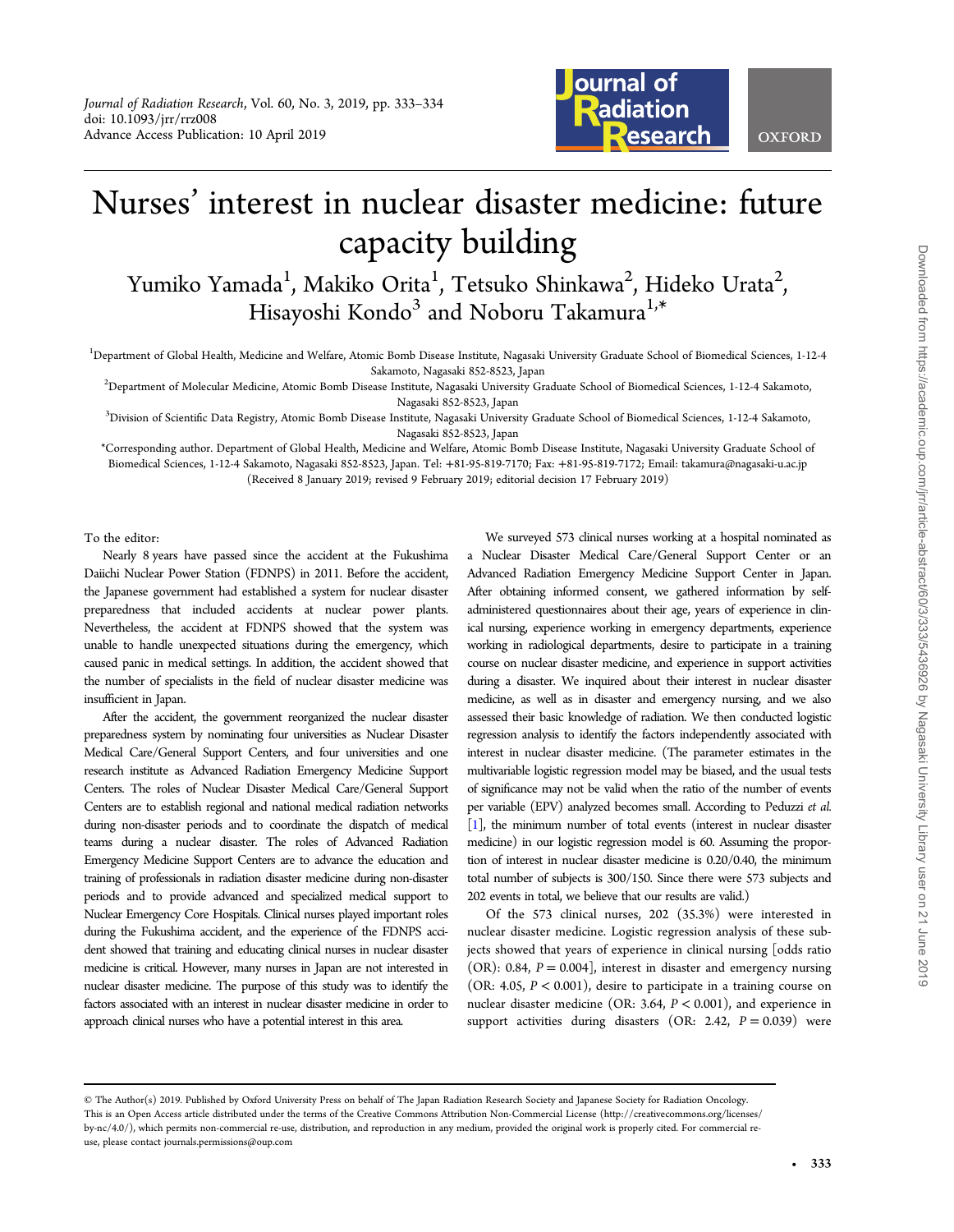# Nurses' interest in nuclear disaster medicine: future capacity building

Yumiko Yamada[1], Makiko Orita[1], Tetsuko Shinkawa[2], Hideko Urata[2], Hisayoshi Kondo[3] and Noboru Takamura[1,*]

[1]Department of Global Health, Medicine and Welfare, Atomic Bomb Disease Institute, Nagasaki University Graduate School of Biomedical Sciences, 1-12-4 Sakamoto, Nagasaki 852-8523, Japan

[2]Department of Molecular Medicine, Atomic Bomb Disease Institute, Nagasaki University Graduate School of Biomedical Sciences, 1-12-4 Sakamoto, Nagasaki 852-8523, Japan

[3]Division of Scientific Data Registry, Atomic Bomb Disease Institute, Nagasaki University Graduate School of Biomedical Sciences, 1-12-4 Sakamoto, Nagasaki 852-8523, Japan

*Corresponding author. Department of Global Health, Medicine and Welfare, Atomic Bomb Disease Institute, Nagasaki University Graduate School of Biomedical Sciences, 1-12-4 Sakamoto, Nagasaki 852-8523, Japan. Tel: +81-95-819-7170; Fax: +81-95-819-7172; Email: takamura@nagasaki-u.ac.jp

(Received 8 January 2019; revised 9 February 2019; editorial decision 17 February 2019)

To the editor:

Nearly 8 years have passed since the accident at the Fukushima Daiichi Nuclear Power Station (FDNPS) in 2011. Before the accident, the Japanese government had established a system for nuclear disaster preparedness that included accidents at nuclear power plants. Nevertheless, the accident at FDNPS showed that the system was unable to handle unexpected situations during the emergency, which caused panic in medical settings. In addition, the accident showed that the number of specialists in the field of nuclear disaster medicine was insufficient in Japan.

After the accident, the government reorganized the nuclear disaster preparedness system by nominating four universities as Nuclear Disaster Medical Care/General Support Centers, and four universities and one research institute as Advanced Radiation Emergency Medicine Support Centers. The roles of Nuclear Disaster Medical Care/General Support Centers are to establish regional and national medical radiation networks during non-disaster periods and to coordinate the dispatch of medical teams during a nuclear disaster. The roles of Advanced Radiation Emergency Medicine Support Centers are to advance the education and training of professionals in radiation disaster medicine during non-disaster periods and to provide advanced and specialized medical support to Nuclear Emergency Core Hospitals. Clinical nurses played important roles during the Fukushima accident, and the experience of the FDNPS accident showed that training and educating clinical nurses in nuclear disaster medicine is critical. However, many nurses in Japan are not interested in nuclear disaster medicine. The purpose of this study was to identify the factors associated with an interest in nuclear disaster medicine in order to approach clinical nurses who have a potential interest in this area.

We surveyed 573 clinical nurses working at a hospital nominated as a Nuclear Disaster Medical Care/General Support Center or an Advanced Radiation Emergency Medicine Support Center in Japan. After obtaining informed consent, we gathered information by self-administered questionnaires about their age, years of experience in clinical nursing, experience working in emergency departments, experience working in radiological departments, desire to participate in a training course on nuclear disaster medicine, and experience in support activities during a disaster. We inquired about their interest in nuclear disaster medicine, as well as in disaster and emergency nursing, and we also assessed their basic knowledge of radiation. We then conducted logistic regression analysis to identify the factors independently associated with interest in nuclear disaster medicine. (The parameter estimates in the multivariable logistic regression model may be biased, and the usual tests of significance may not be valid when the ratio of the number of events per variable (EPV) analyzed becomes small. According to Peduzzi *et al.* [1], the minimum number of total events (interest in nuclear disaster medicine) in our logistic regression model is 60. Assuming the proportion of interest in nuclear disaster medicine is 0.20/0.40, the minimum total number of subjects is 300/150. Since there were 573 subjects and 202 events in total, we believe that our results are valid.)

Of the 573 clinical nurses, 202 (35.3%) were interested in nuclear disaster medicine. Logistic regression analysis of these subjects showed that years of experience in clinical nursing [odds ratio (OR): 0.84, $P = 0.004$], interest in disaster and emergency nursing (OR: 4.05, $P < 0.001$), desire to participate in a training course on nuclear disaster medicine (OR: 3.64, $P < 0.001$), and experience in support activities during disasters (OR: 2.42, $P = 0.039$) were

© The Author(s) 2019. Published by Oxford University Press on behalf of The Japan Radiation Research Society and Japanese Society for Radiation Oncology. This is an Open Access article distributed under the terms of the Creative Commons Attribution Non-Commercial License (http://creativecommons.org/licenses/by-nc/4.0/), which permits non-commercial re-use, distribution, and reproduction in any medium, provided the original work is properly cited. For commercial re-use, please contact journals.permissions@oup.com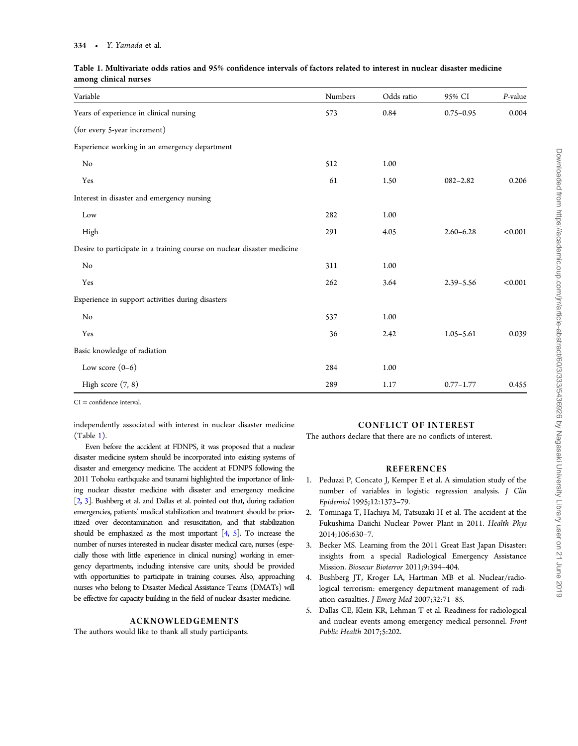Table 1. Multivariate odds ratios and 95% confidence intervals of factors related to interest in nuclear disaster medicine among clinical nurses

| Variable | Numbers | Odds ratio | 95% CI | *P*-value |
|---|---|---|---|---|
| Years of experience in clinical nursing | 573 | 0.84 | 0.75–0.95 | 0.004 |
| (for every 5-year increment) | | | | |
| Experience working in an emergency department | | | | |
| No | 512 | 1.00 | | |
| Yes | 61 | 1.50 | 082–2.82 | 0.206 |
| Interest in disaster and emergency nursing | | | | |
| Low | 282 | 1.00 | | |
| High | 291 | 4.05 | 2.60–6.28 | <0.001 |
| Desire to participate in a training course on nuclear disaster medicine | | | | |
| No | 311 | 1.00 | | |
| Yes | 262 | 3.64 | 2.39–5.56 | <0.001 |
| Experience in support activities during disasters | | | | |
| No | 537 | 1.00 | | |
| Yes | 36 | 2.42 | 1.05–5.61 | 0.039 |
| Basic knowledge of radiation | | | | |
| Low score (0–6) | 284 | 1.00 | | |
| High score (7, 8) | 289 | 1.17 | 0.77–1.77 | 0.455 |

CI = confidence interval.

independently associated with interest in nuclear disaster medicine (Table 1).

Even before the accident at FDNPS, it was proposed that a nuclear disaster medicine system should be incorporated into existing systems of disaster and emergency medicine. The accident at FDNPS following the 2011 Tohoku earthquake and tsunami highlighted the importance of linking nuclear disaster medicine with disaster and emergency medicine [2, 3]. Bushberg et al. and Dallas et al. pointed out that, during radiation emergencies, patients' medical stabilization and treatment should be prioritized over decontamination and resuscitation, and that stabilization should be emphasized as the most important [4, 5]. To increase the number of nurses interested in nuclear disaster medical care, nurses (especially those with little experience in clinical nursing) working in emergency departments, including intensive care units, should be provided with opportunities to participate in training courses. Also, approaching nurses who belong to Disaster Medical Assistance Teams (DMATs) will be effective for capacity building in the field of nuclear disaster medicine.

## ACKNOWLEDGEMENTS

The authors would like to thank all study participants.

## CONFLICT OF INTEREST

The authors declare that there are no conflicts of interest.

## REFERENCES

1. Peduzzi P, Concato J, Kemper E et al. A simulation study of the number of variables in logistic regression analysis. *J Clin Epidemiol* 1995;12:1373–79.
2. Tominaga T, Hachiya M, Tatsuzaki H et al. The accident at the Fukushima Daiichi Nuclear Power Plant in 2011. *Health Phys* 2014;106:630–7.
3. Becker MS. Learning from the 2011 Great East Japan Disaster: insights from a special Radiological Emergency Assistance Mission. *Biosecur Bioterror* 2011;9:394–404.
4. Bushberg JT, Kroger LA, Hartman MB et al. Nuclear/radiological terrorism: emergency department management of radiation casualties. *J Emerg Med* 2007;32:71–85.
5. Dallas CE, Klein KR, Lehman T et al. Readiness for radiological and nuclear events among emergency medical personnel. *Front Public Health* 2017;5:202.